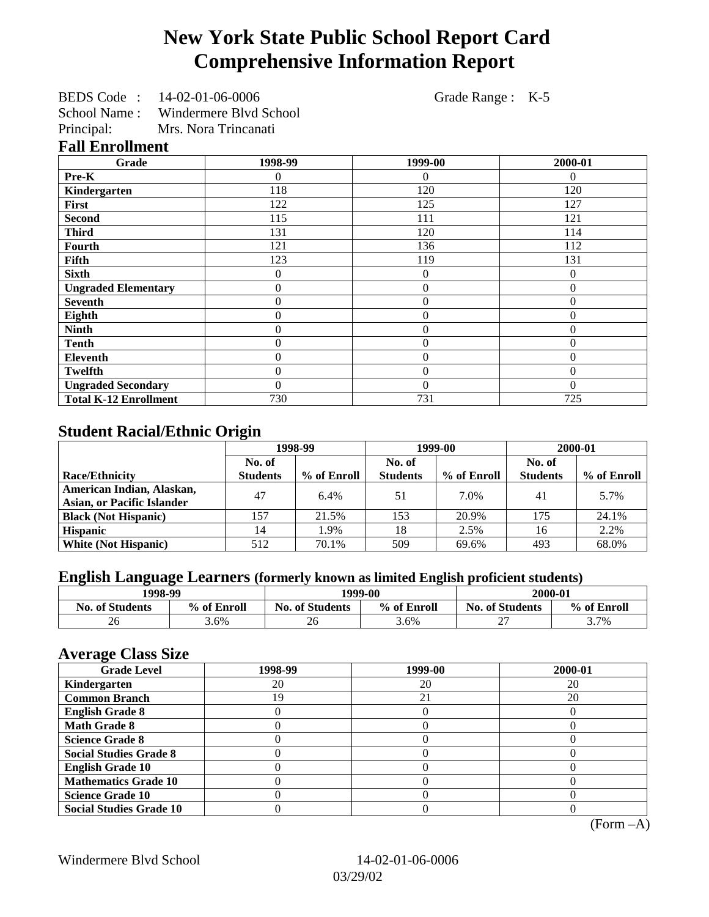# New York State Public School Report Card
# Comprehensive Information Report

BEDS Code : 14-02-01-06-0006 Grade Range : K-5
School Name : Windermere Blvd School
Principal: Mrs. Nora Trincanati

## Fall Enrollment

| Grade | 1998-99 | 1999-00 | 2000-01 |
|---|---|---|---|
| Pre-K | 0 | 0 | 0 |
| Kindergarten | 118 | 120 | 120 |
| First | 122 | 125 | 127 |
| Second | 115 | 111 | 121 |
| Third | 131 | 120 | 114 |
| Fourth | 121 | 136 | 112 |
| Fifth | 123 | 119 | 131 |
| Sixth | 0 | 0 | 0 |
| Ungraded Elementary | 0 | 0 | 0 |
| Seventh | 0 | 0 | 0 |
| Eighth | 0 | 0 | 0 |
| Ninth | 0 | 0 | 0 |
| Tenth | 0 | 0 | 0 |
| Eleventh | 0 | 0 | 0 |
| Twelfth | 0 | 0 | 0 |
| Ungraded Secondary | 0 | 0 | 0 |
| Total K-12 Enrollment | 730 | 731 | 725 |

## Student Racial/Ethnic Origin

| | 1998-99 | | 1999-00 | | 2000-01 | |
|---|---|---|---|---|---|---|
| Race/Ethnicity | No. of Students | % of Enroll | No. of Students | % of Enroll | No. of Students | % of Enroll |
| American Indian, Alaskan, Asian, or Pacific Islander | 47 | 6.4% | 51 | 7.0% | 41 | 5.7% |
| Black (Not Hispanic) | 157 | 21.5% | 153 | 20.9% | 175 | 24.1% |
| Hispanic | 14 | 1.9% | 18 | 2.5% | 16 | 2.2% |
| White (Not Hispanic) | 512 | 70.1% | 509 | 69.6% | 493 | 68.0% |

## English Language Learners (formerly known as limited English proficient students)

| 1998-99 | | 1999-00 | | 2000-01 | |
|---|---|---|---|---|---|
| No. of Students | % of Enroll | No. of Students | % of Enroll | No. of Students | % of Enroll |
| 26 | 3.6% | 26 | 3.6% | 27 | 3.7% |

## Average Class Size

| Grade Level | 1998-99 | 1999-00 | 2000-01 |
|---|---|---|---|
| Kindergarten | 20 | 20 | 20 |
| Common Branch | 19 | 21 | 20 |
| English Grade 8 | 0 | 0 | 0 |
| Math Grade 8 | 0 | 0 | 0 |
| Science Grade 8 | 0 | 0 | 0 |
| Social Studies Grade 8 | 0 | 0 | 0 |
| English Grade 10 | 0 | 0 | 0 |
| Mathematics Grade 10 | 0 | 0 | 0 |
| Science Grade 10 | 0 | 0 | 0 |
| Social Studies Grade 10 | 0 | 0 | 0 |

(Form –A)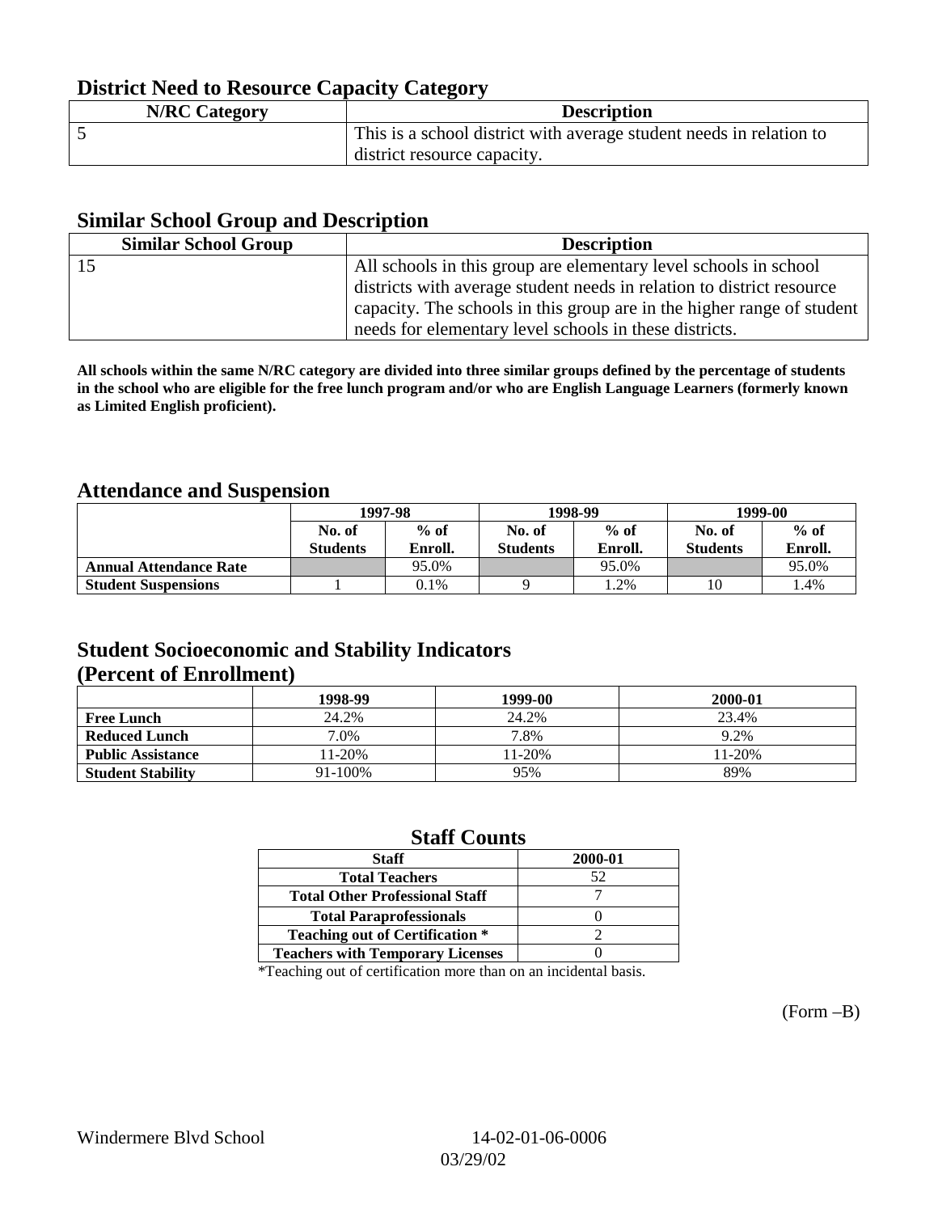## District Need to Resource Capacity Category

| N/RC Category | Description |
|---|---|
| 5 | This is a school district with average student needs in relation to district resource capacity. |

## Similar School Group and Description

| Similar School Group | Description |
|---|---|
| 15 | All schools in this group are elementary level schools in school districts with average student needs in relation to district resource capacity. The schools in this group are in the higher range of student needs for elementary level schools in these districts. |

**All schools within the same N/RC category are divided into three similar groups defined by the percentage of students in the school who are eligible for the free lunch program and/or who are English Language Learners (formerly known as Limited English proficient).**

## Attendance and Suspension

| | 1997-98 | | 1998-99 | | 1999-00 | |
|---|---|---|---|---|---|---|
| | No. of Students | % of Enroll. | No. of Students | % of Enroll. | No. of Students | % of Enroll. |
| **Annual Attendance Rate** | | 95.0% | | 95.0% | | 95.0% |
| **Student Suspensions** | 1 | 0.1% | 9 | 1.2% | 10 | 1.4% |

## Student Socioeconomic and Stability Indicators (Percent of Enrollment)

| | 1998-99 | 1999-00 | 2000-01 |
|---|---|---|---|
| **Free Lunch** | 24.2% | 24.2% | 23.4% |
| **Reduced Lunch** | 7.0% | 7.8% | 9.2% |
| **Public Assistance** | 11-20% | 11-20% | 11-20% |
| **Student Stability** | 91-100% | 95% | 89% |

## Staff Counts

| Staff | 2000-01 |
|---|---|
| Total Teachers | 52 |
| Total Other Professional Staff | 7 |
| Total Paraprofessionals | 0 |
| Teaching out of Certification * | 2 |
| Teachers with Temporary Licenses | 0 |

*Teaching out of certification more than on an incidental basis.

(Form –B)

Windermere Blvd School 14-02-01-06-0006
03/29/02